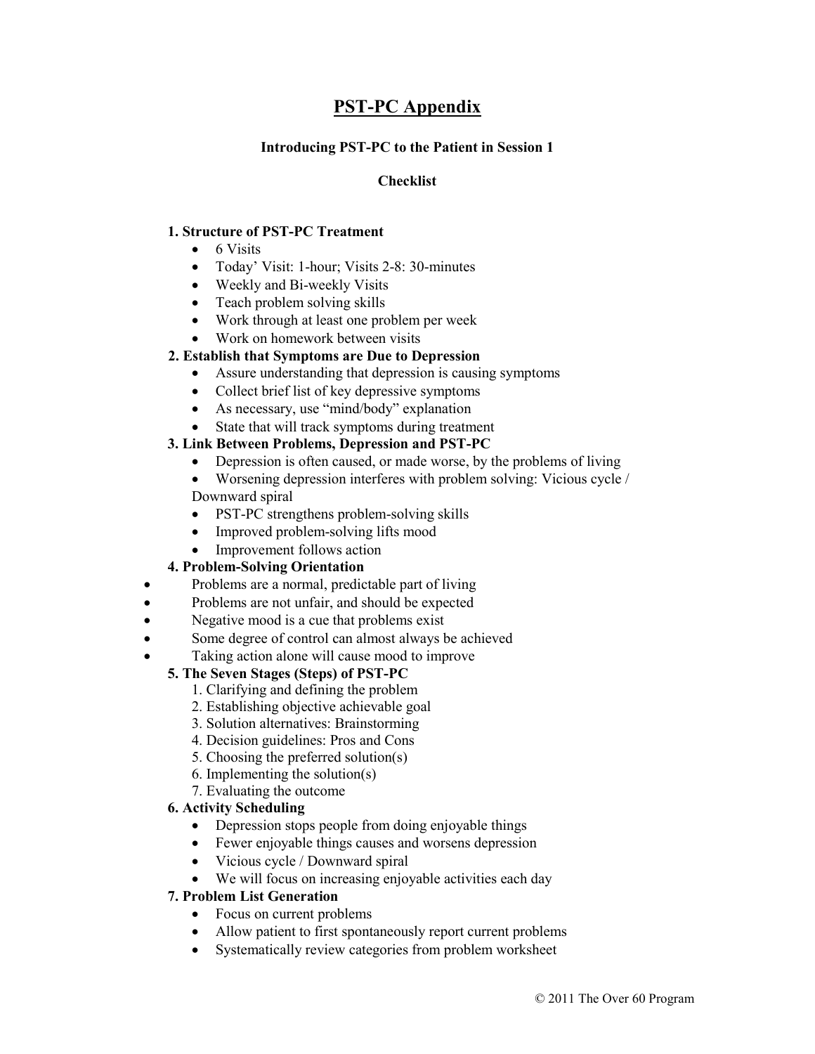# PST-PC Appendix

### Introducing PST-PC to the Patient in Session 1

### Checklist

**1. Structure of PST-PC Treatment**

- 6 Visits
- Today' Visit: 1-hour; Visits 2-8: 30-minutes
- Weekly and Bi-weekly Visits
- Teach problem solving skills
- Work through at least one problem per week
- Work on homework between visits

**2. Establish that Symptoms are Due to Depression**

- Assure understanding that depression is causing symptoms
- Collect brief list of key depressive symptoms
- As necessary, use "mind/body" explanation
- State that will track symptoms during treatment

**3. Link Between Problems, Depression and PST-PC**

- Depression is often caused, or made worse, by the problems of living
- Worsening depression interferes with problem solving: Vicious cycle / Downward spiral
- PST-PC strengthens problem-solving skills
- Improved problem-solving lifts mood
- Improvement follows action

**4. Problem-Solving Orientation**

- Problems are a normal, predictable part of living
- Problems are not unfair, and should be expected
- Negative mood is a cue that problems exist
- Some degree of control can almost always be achieved
- Taking action alone will cause mood to improve

**5. The Seven Stages (Steps) of PST-PC**

1. Clarifying and defining the problem
2. Establishing objective achievable goal
3. Solution alternatives: Brainstorming
4. Decision guidelines: Pros and Cons
5. Choosing the preferred solution(s)
6. Implementing the solution(s)
7. Evaluating the outcome

**6. Activity Scheduling**

- Depression stops people from doing enjoyable things
- Fewer enjoyable things causes and worsens depression
- Vicious cycle / Downward spiral
- We will focus on increasing enjoyable activities each day

**7. Problem List Generation**

- Focus on current problems
- Allow patient to first spontaneously report current problems
- Systematically review categories from problem worksheet

© 2011 The Over 60 Program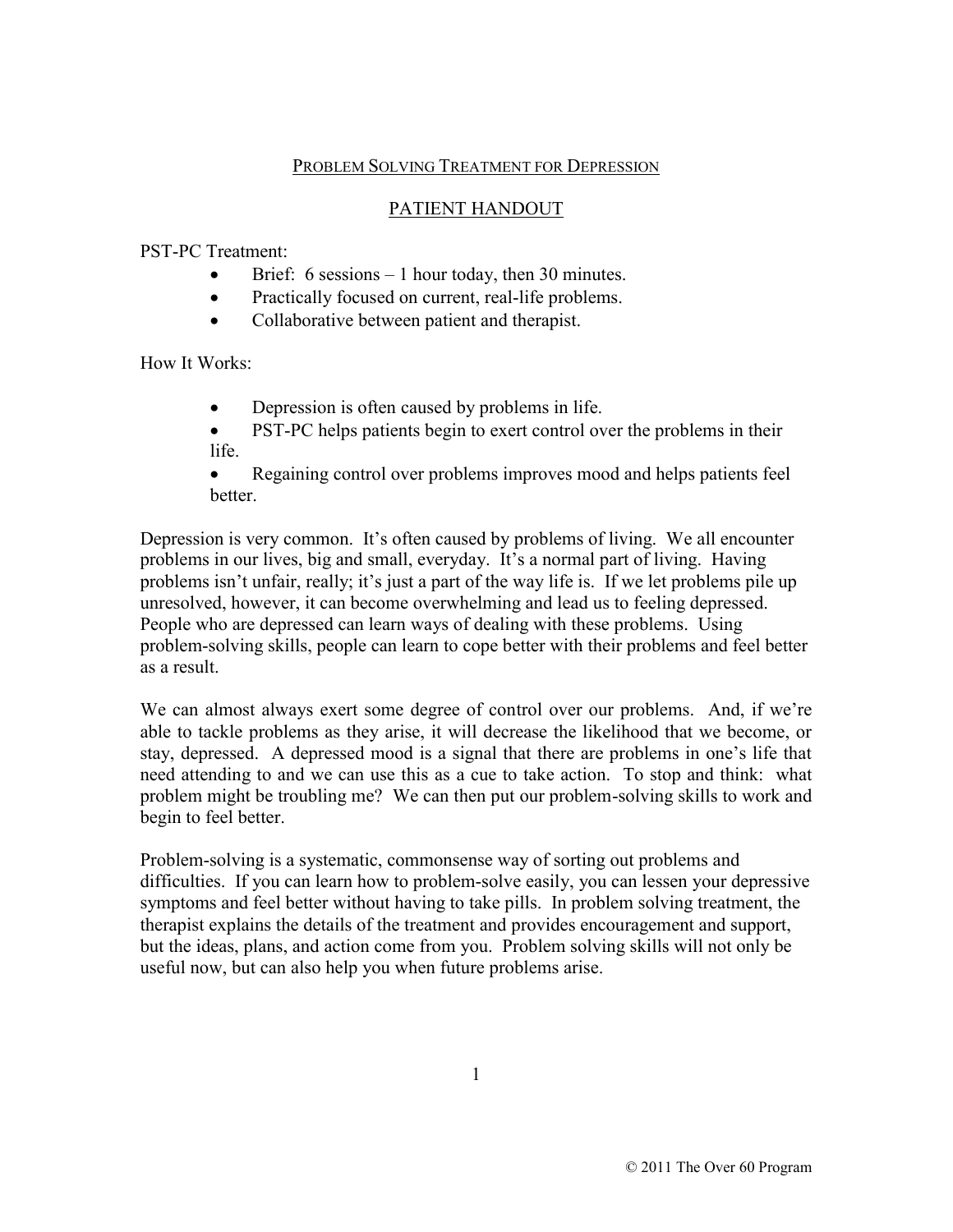# Problem Solving Treatment for Depression

## PATIENT HANDOUT

PST-PC Treatment:

- Brief: 6 sessions – 1 hour today, then 30 minutes.
- Practically focused on current, real-life problems.
- Collaborative between patient and therapist.

How It Works:

- Depression is often caused by problems in life.
- PST-PC helps patients begin to exert control over the problems in their life.
- Regaining control over problems improves mood and helps patients feel better.

Depression is very common. It's often caused by problems of living. We all encounter problems in our lives, big and small, everyday. It's a normal part of living. Having problems isn't unfair, really; it's just a part of the way life is. If we let problems pile up unresolved, however, it can become overwhelming and lead us to feeling depressed. People who are depressed can learn ways of dealing with these problems. Using problem-solving skills, people can learn to cope better with their problems and feel better as a result.

We can almost always exert some degree of control over our problems. And, if we're able to tackle problems as they arise, it will decrease the likelihood that we become, or stay, depressed. A depressed mood is a signal that there are problems in one's life that need attending to and we can use this as a cue to take action. To stop and think: what problem might be troubling me? We can then put our problem-solving skills to work and begin to feel better.

Problem-solving is a systematic, commonsense way of sorting out problems and difficulties. If you can learn how to problem-solve easily, you can lessen your depressive symptoms and feel better without having to take pills. In problem solving treatment, the therapist explains the details of the treatment and provides encouragement and support, but the ideas, plans, and action come from you. Problem solving skills will not only be useful now, but can also help you when future problems arise.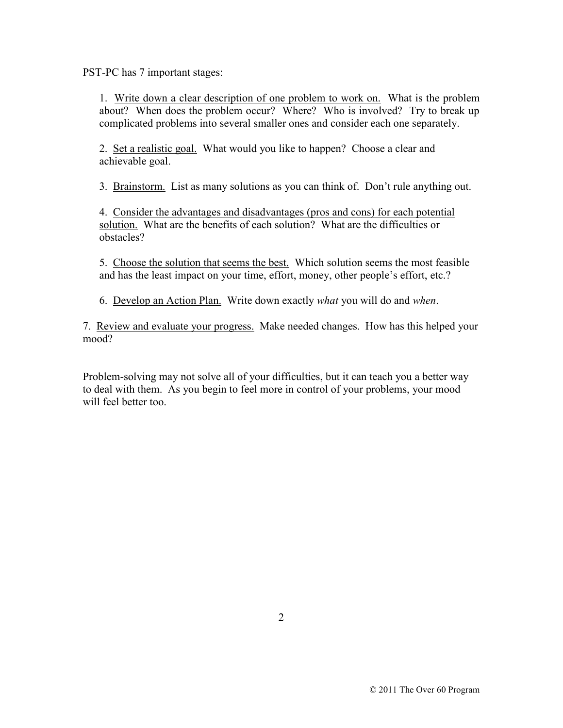PST-PC has 7 important stages:

1. Write down a clear description of one problem to work on. What is the problem about? When does the problem occur? Where? Who is involved? Try to break up complicated problems into several smaller ones and consider each one separately.

2. Set a realistic goal. What would you like to happen? Choose a clear and achievable goal.

3. Brainstorm. List as many solutions as you can think of. Don't rule anything out.

4. Consider the advantages and disadvantages (pros and cons) for each potential solution. What are the benefits of each solution? What are the difficulties or obstacles?

5. Choose the solution that seems the best. Which solution seems the most feasible and has the least impact on your time, effort, money, other people's effort, etc.?

6. Develop an Action Plan. Write down exactly *what* you will do and *when*.

7. Review and evaluate your progress. Make needed changes. How has this helped your mood?

Problem-solving may not solve all of your difficulties, but it can teach you a better way to deal with them. As you begin to feel more in control of your problems, your mood will feel better too.

© 2011 The Over 60 Program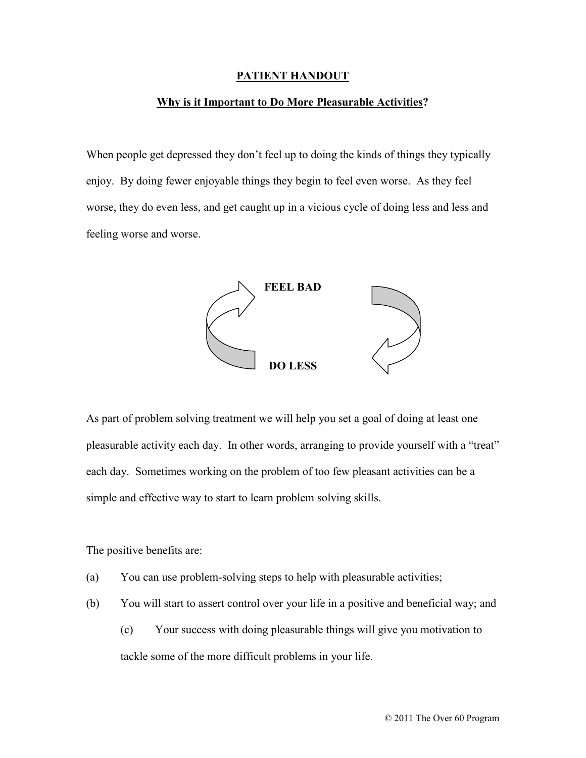**PATIENT HANDOUT**

**Why is it Important to Do More Pleasurable Activities?**

When people get depressed they don't feel up to doing the kinds of things they typically enjoy. By doing fewer enjoyable things they begin to feel even worse. As they feel worse, they do even less, and get caught up in a vicious cycle of doing less and less and feeling worse and worse.

**FEEL BAD**

**DO LESS**

As part of problem solving treatment we will help you set a goal of doing at least one pleasurable activity each day. In other words, arranging to provide yourself with a "treat" each day. Sometimes working on the problem of too few pleasant activities can be a simple and effective way to start to learn problem solving skills.

The positive benefits are:

(a) You can use problem-solving steps to help with pleasurable activities;

(b) You will start to assert control over your life in a positive and beneficial way; and

(c) Your success with doing pleasurable things will give you motivation to tackle some of the more difficult problems in your life.

© 2011 The Over 60 Program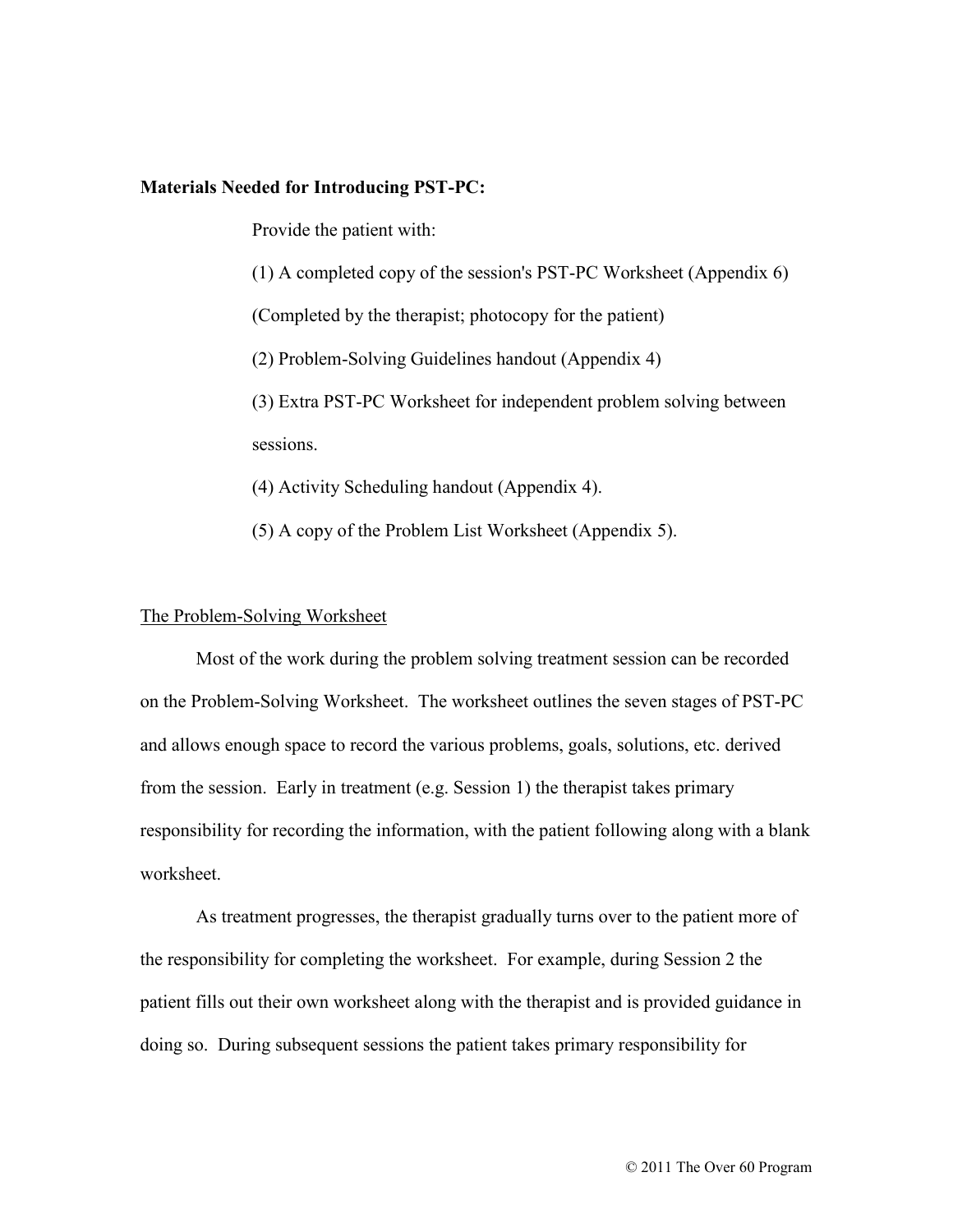**Materials Needed for Introducing PST-PC:**

Provide the patient with:

(1) A completed copy of the session's PST-PC Worksheet (Appendix 6) (Completed by the therapist; photocopy for the patient)

(2) Problem-Solving Guidelines handout (Appendix 4)

(3) Extra PST-PC Worksheet for independent problem solving between sessions.

(4) Activity Scheduling handout (Appendix 4).

(5) A copy of the Problem List Worksheet (Appendix 5).

The Problem-Solving Worksheet

Most of the work during the problem solving treatment session can be recorded on the Problem-Solving Worksheet. The worksheet outlines the seven stages of PST-PC and allows enough space to record the various problems, goals, solutions, etc. derived from the session. Early in treatment (e.g. Session 1) the therapist takes primary responsibility for recording the information, with the patient following along with a blank worksheet.

As treatment progresses, the therapist gradually turns over to the patient more of the responsibility for completing the worksheet. For example, during Session 2 the patient fills out their own worksheet along with the therapist and is provided guidance in doing so. During subsequent sessions the patient takes primary responsibility for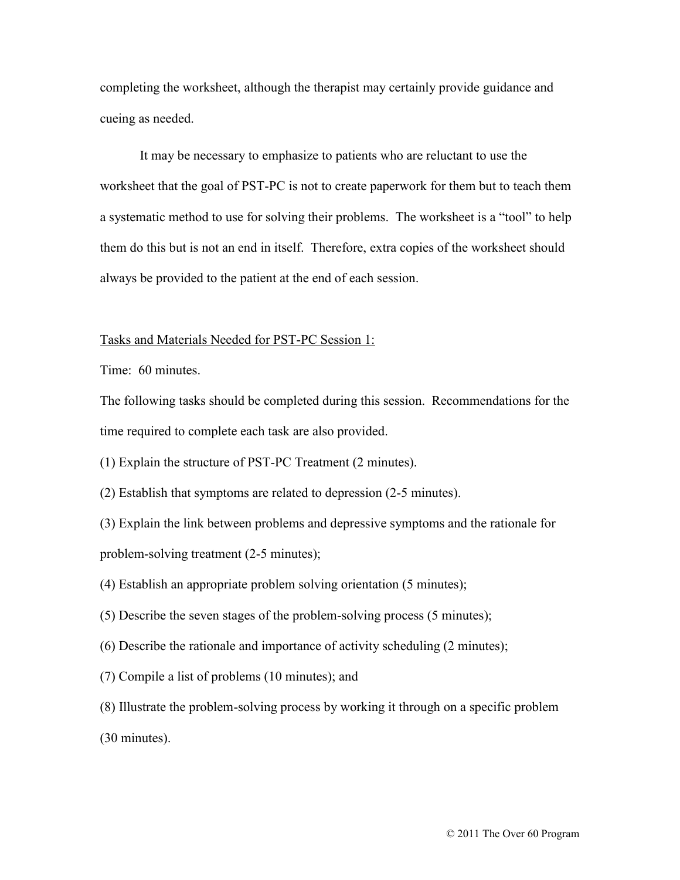completing the worksheet, although the therapist may certainly provide guidance and cueing as needed.

It may be necessary to emphasize to patients who are reluctant to use the worksheet that the goal of PST-PC is not to create paperwork for them but to teach them a systematic method to use for solving their problems. The worksheet is a "tool" to help them do this but is not an end in itself. Therefore, extra copies of the worksheet should always be provided to the patient at the end of each session.

<u>Tasks and Materials Needed for PST-PC Session 1:</u>

Time: 60 minutes.

The following tasks should be completed during this session. Recommendations for the time required to complete each task are also provided.

(1) Explain the structure of PST-PC Treatment (2 minutes).

(2) Establish that symptoms are related to depression (2-5 minutes).

(3) Explain the link between problems and depressive symptoms and the rationale for problem-solving treatment (2-5 minutes);

(4) Establish an appropriate problem solving orientation (5 minutes);

(5) Describe the seven stages of the problem-solving process (5 minutes);

(6) Describe the rationale and importance of activity scheduling (2 minutes);

(7) Compile a list of problems (10 minutes); and

(8) Illustrate the problem-solving process by working it through on a specific problem (30 minutes).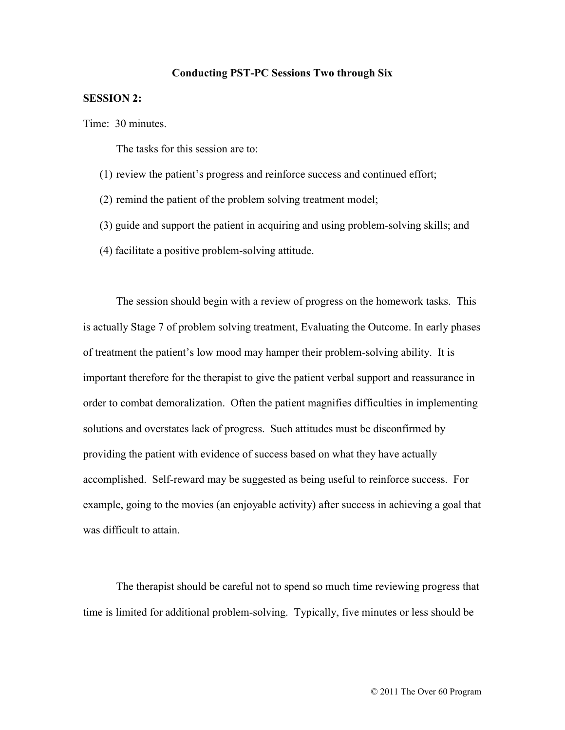# Conducting PST-PC Sessions Two through Six

## SESSION 2:

Time: 30 minutes.

The tasks for this session are to:

(1) review the patient's progress and reinforce success and continued effort;

(2) remind the patient of the problem solving treatment model;

(3) guide and support the patient in acquiring and using problem-solving skills; and

(4) facilitate a positive problem-solving attitude.

The session should begin with a review of progress on the homework tasks. This is actually Stage 7 of problem solving treatment, Evaluating the Outcome. In early phases of treatment the patient's low mood may hamper their problem-solving ability. It is important therefore for the therapist to give the patient verbal support and reassurance in order to combat demoralization. Often the patient magnifies difficulties in implementing solutions and overstates lack of progress. Such attitudes must be disconfirmed by providing the patient with evidence of success based on what they have actually accomplished. Self-reward may be suggested as being useful to reinforce success. For example, going to the movies (an enjoyable activity) after success in achieving a goal that was difficult to attain.

The therapist should be careful not to spend so much time reviewing progress that time is limited for additional problem-solving. Typically, five minutes or less should be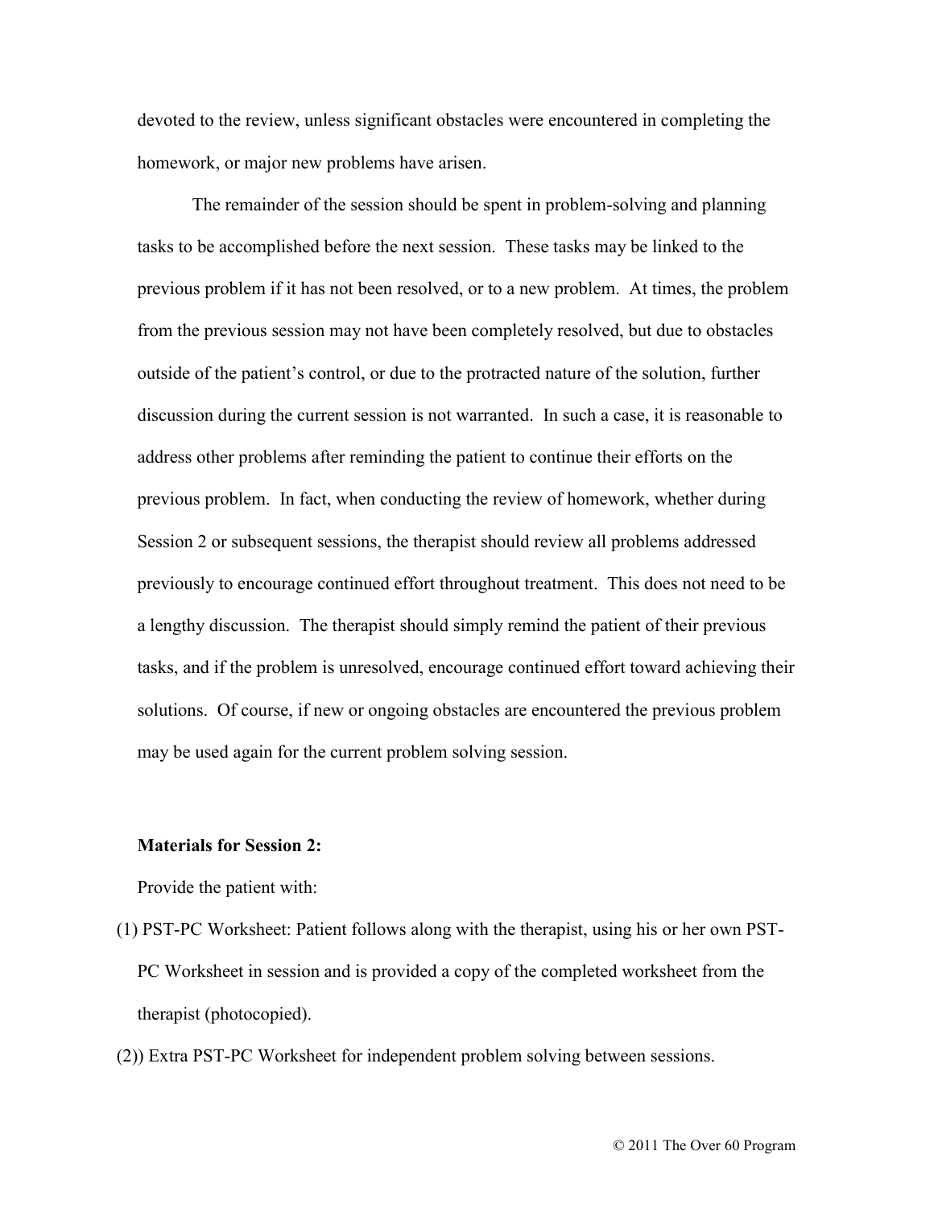devoted to the review, unless significant obstacles were encountered in completing the homework, or major new problems have arisen.

The remainder of the session should be spent in problem-solving and planning tasks to be accomplished before the next session. These tasks may be linked to the previous problem if it has not been resolved, or to a new problem. At times, the problem from the previous session may not have been completely resolved, but due to obstacles outside of the patient's control, or due to the protracted nature of the solution, further discussion during the current session is not warranted. In such a case, it is reasonable to address other problems after reminding the patient to continue their efforts on the previous problem. In fact, when conducting the review of homework, whether during Session 2 or subsequent sessions, the therapist should review all problems addressed previously to encourage continued effort throughout treatment. This does not need to be a lengthy discussion. The therapist should simply remind the patient of their previous tasks, and if the problem is unresolved, encourage continued effort toward achieving their solutions. Of course, if new or ongoing obstacles are encountered the previous problem may be used again for the current problem solving session.

**Materials for Session 2:**

Provide the patient with:

(1) PST-PC Worksheet: Patient follows along with the therapist, using his or her own PST-PC Worksheet in session and is provided a copy of the completed worksheet from the therapist (photocopied).

(2)) Extra PST-PC Worksheet for independent problem solving between sessions.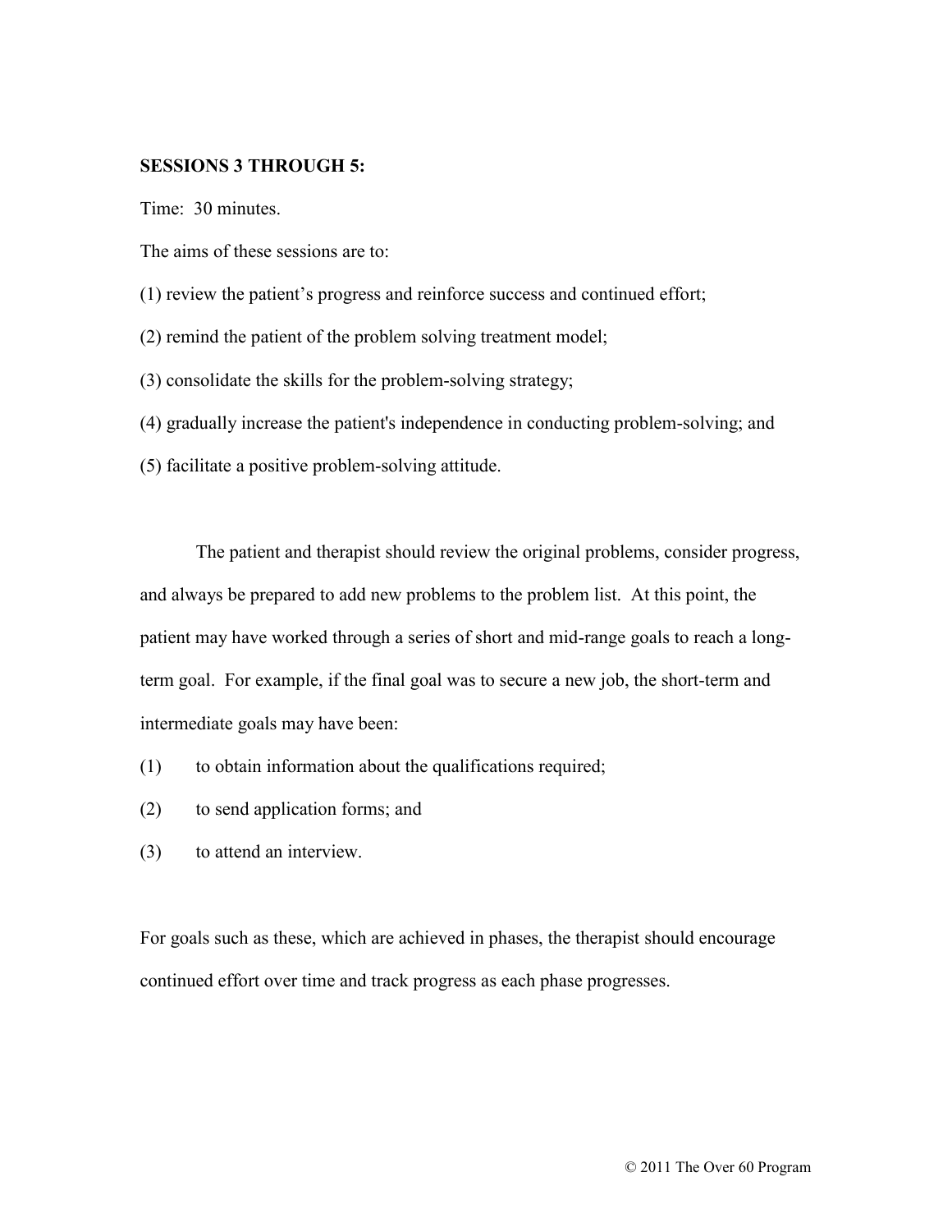**SESSIONS 3 THROUGH 5:**

Time: 30 minutes.

The aims of these sessions are to:

(1) review the patient's progress and reinforce success and continued effort;

(2) remind the patient of the problem solving treatment model;

(3) consolidate the skills for the problem-solving strategy;

(4) gradually increase the patient's independence in conducting problem-solving; and

(5) facilitate a positive problem-solving attitude.

The patient and therapist should review the original problems, consider progress, and always be prepared to add new problems to the problem list. At this point, the patient may have worked through a series of short and mid-range goals to reach a long-term goal. For example, if the final goal was to secure a new job, the short-term and intermediate goals may have been:

(1) to obtain information about the qualifications required;

(2) to send application forms; and

(3) to attend an interview.

For goals such as these, which are achieved in phases, the therapist should encourage continued effort over time and track progress as each phase progresses.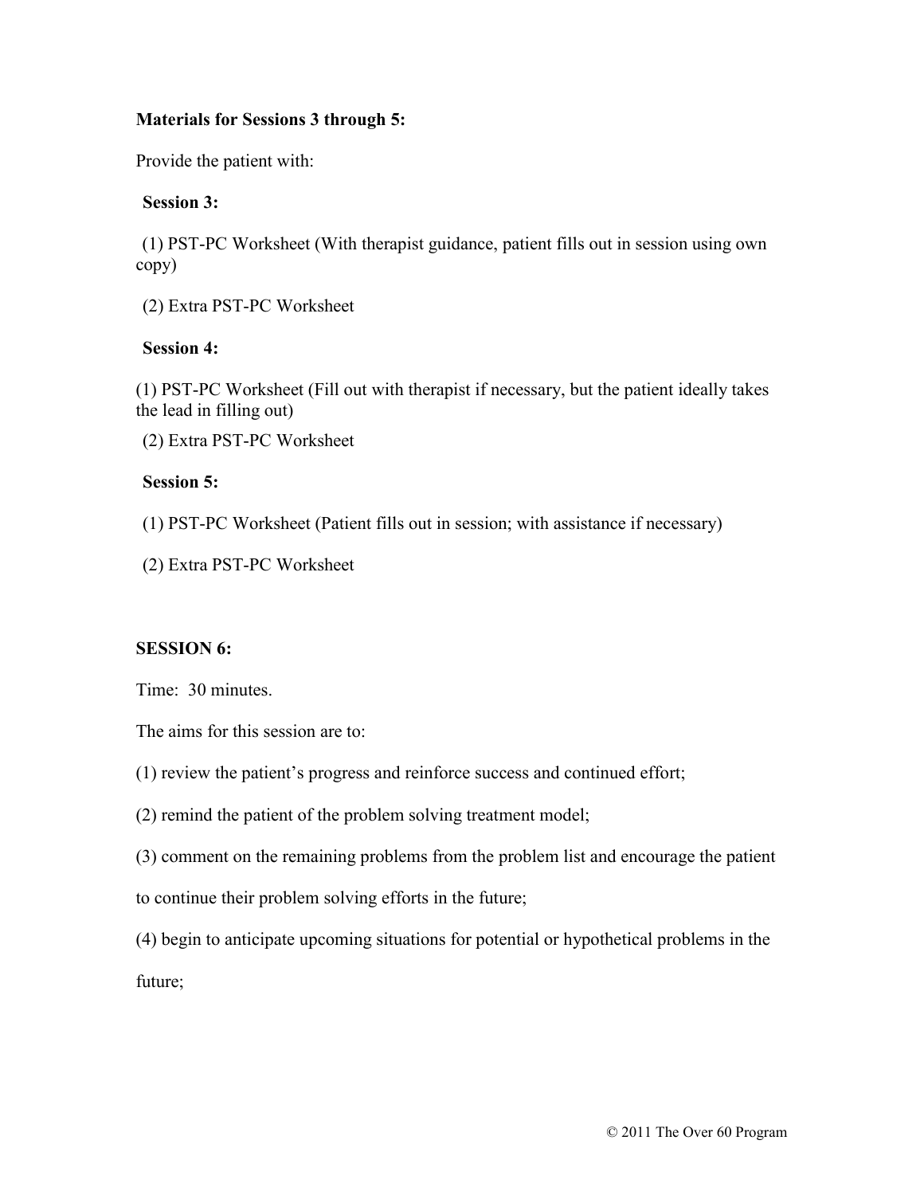**Materials for Sessions 3 through 5:**

Provide the patient with:

**Session 3:**

(1) PST-PC Worksheet (With therapist guidance, patient fills out in session using own copy)

(2) Extra PST-PC Worksheet

**Session 4:**

(1) PST-PC Worksheet (Fill out with therapist if necessary, but the patient ideally takes the lead in filling out)

(2) Extra PST-PC Worksheet

**Session 5:**

(1) PST-PC Worksheet (Patient fills out in session; with assistance if necessary)

(2) Extra PST-PC Worksheet

**SESSION 6:**

Time: 30 minutes.

The aims for this session are to:

(1) review the patient's progress and reinforce success and continued effort;

(2) remind the patient of the problem solving treatment model;

(3) comment on the remaining problems from the problem list and encourage the patient to continue their problem solving efforts in the future;

(4) begin to anticipate upcoming situations for potential or hypothetical problems in the future;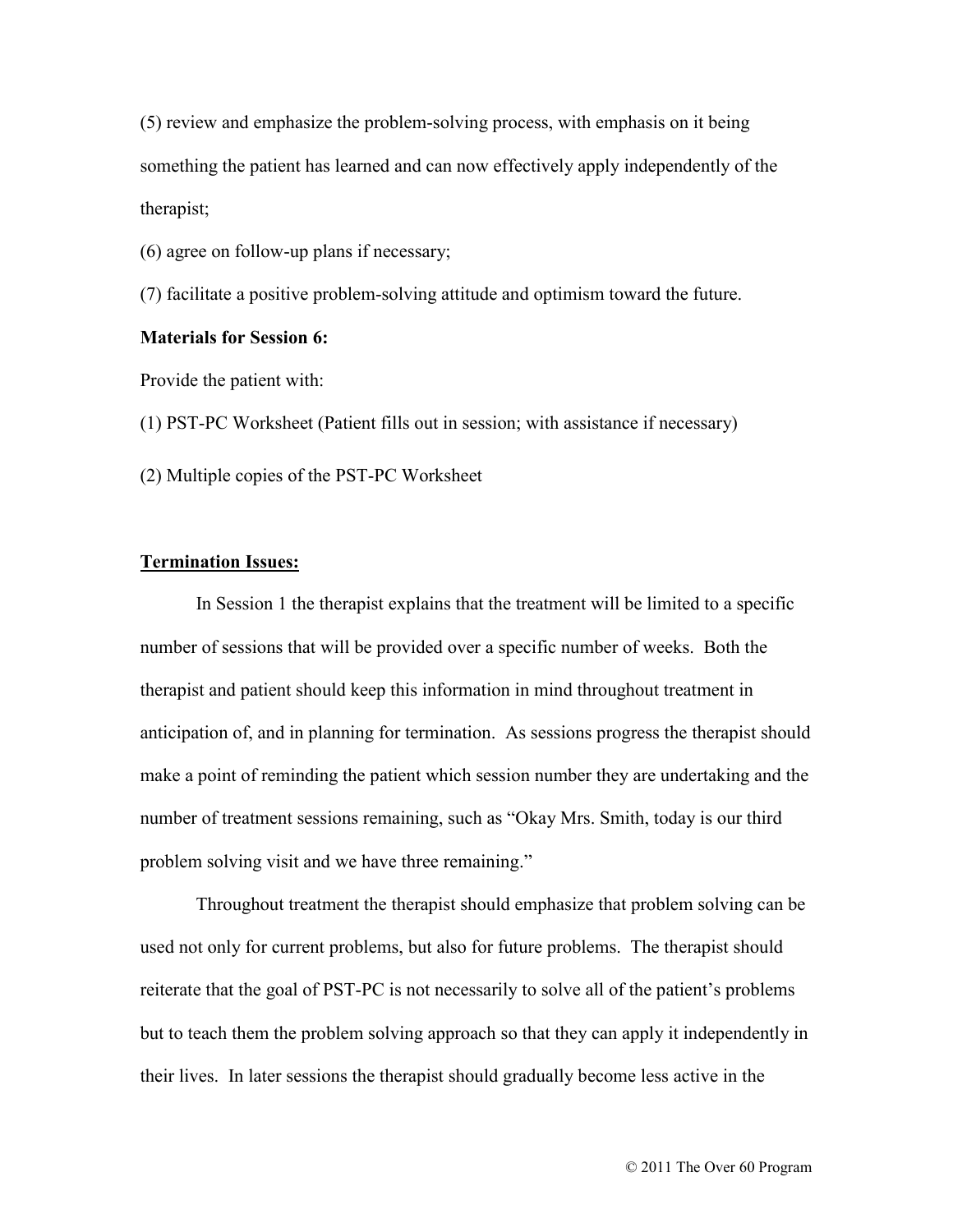(5) review and emphasize the problem-solving process, with emphasis on it being something the patient has learned and can now effectively apply independently of the therapist;

(6) agree on follow-up plans if necessary;

(7) facilitate a positive problem-solving attitude and optimism toward the future.

**Materials for Session 6:**

Provide the patient with:

(1) PST-PC Worksheet (Patient fills out in session; with assistance if necessary)

(2) Multiple copies of the PST-PC Worksheet

**Termination Issues:**

In Session 1 the therapist explains that the treatment will be limited to a specific number of sessions that will be provided over a specific number of weeks. Both the therapist and patient should keep this information in mind throughout treatment in anticipation of, and in planning for termination. As sessions progress the therapist should make a point of reminding the patient which session number they are undertaking and the number of treatment sessions remaining, such as "Okay Mrs. Smith, today is our third problem solving visit and we have three remaining."

Throughout treatment the therapist should emphasize that problem solving can be used not only for current problems, but also for future problems. The therapist should reiterate that the goal of PST-PC is not necessarily to solve all of the patient's problems but to teach them the problem solving approach so that they can apply it independently in their lives. In later sessions the therapist should gradually become less active in the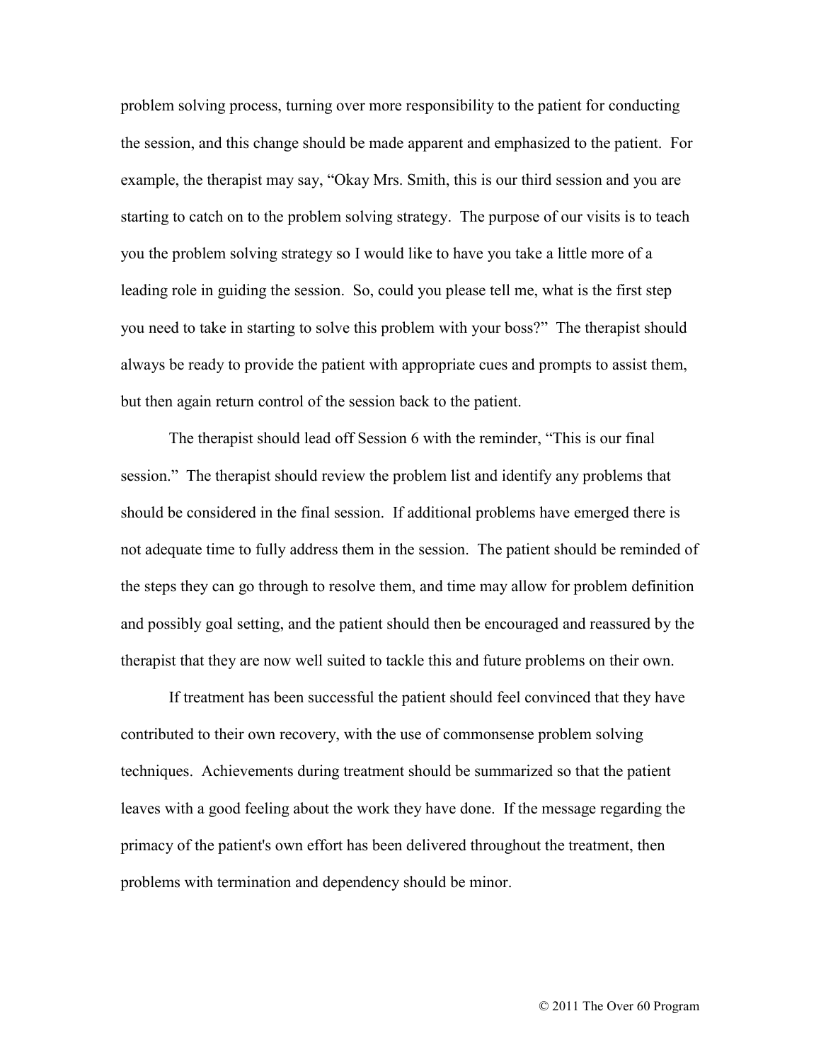problem solving process, turning over more responsibility to the patient for conducting the session, and this change should be made apparent and emphasized to the patient. For example, the therapist may say, "Okay Mrs. Smith, this is our third session and you are starting to catch on to the problem solving strategy. The purpose of our visits is to teach you the problem solving strategy so I would like to have you take a little more of a leading role in guiding the session. So, could you please tell me, what is the first step you need to take in starting to solve this problem with your boss?" The therapist should always be ready to provide the patient with appropriate cues and prompts to assist them, but then again return control of the session back to the patient.

The therapist should lead off Session 6 with the reminder, "This is our final session." The therapist should review the problem list and identify any problems that should be considered in the final session. If additional problems have emerged there is not adequate time to fully address them in the session. The patient should be reminded of the steps they can go through to resolve them, and time may allow for problem definition and possibly goal setting, and the patient should then be encouraged and reassured by the therapist that they are now well suited to tackle this and future problems on their own.

If treatment has been successful the patient should feel convinced that they have contributed to their own recovery, with the use of commonsense problem solving techniques. Achievements during treatment should be summarized so that the patient leaves with a good feeling about the work they have done. If the message regarding the primacy of the patient's own effort has been delivered throughout the treatment, then problems with termination and dependency should be minor.